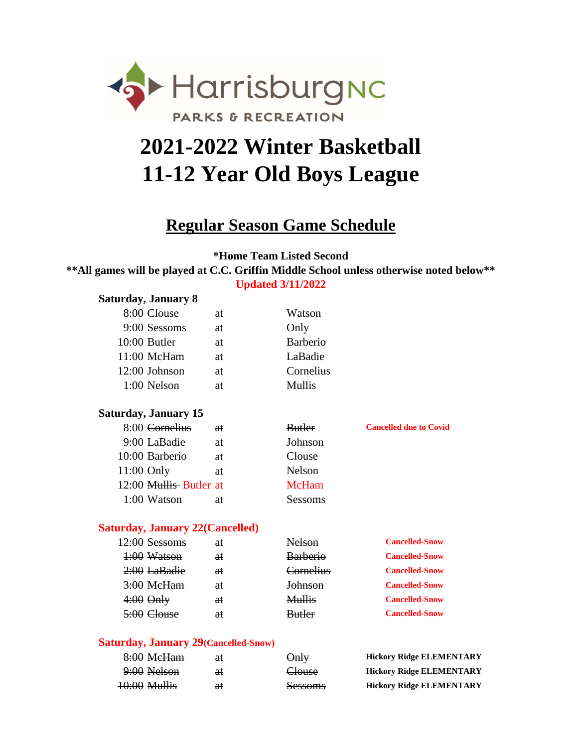Harrisburg NC

PARKS & RECREATION

# 2021-2022 Winter Basketball
# 11-12 Year Old Boys League

## Regular Season Game Schedule

**\*Home Team Listed Second**

**\*\*All games will be played at C.C. Griffin Middle School unless otherwise noted below\*\***

**Updated 3/11/2022**

**Saturday, January 8**

| Time | Team | | Team | |
|---|---|---|---|---|
| 8:00 | Clouse | at | Watson | |
| 9:00 | Sessoms | at | Only | |
| 10:00 | Butler | at | Barberio | |
| 11:00 | McHam | at | LaBadie | |
| 12:00 | Johnson | at | Cornelius | |
| 1:00 | Nelson | at | Mullis | |

**Saturday, January 15**

| Time | Team | | Team | |
|---|---|---|---|---|
| 8:00 | ~~Cornelius~~ | ~~at~~ | ~~Butler~~ | **Cancelled due to Covid** |
| 9:00 | LaBadie | at | Johnson | |
| 10:00 | Barberio | at | Clouse | |
| 11:00 | Only | at | Nelson | |
| 12:00 | ~~Mullis~~ Butler | at | McHam | |
| 1:00 | Watson | at | Sessoms | |

**Saturday, January 22(Cancelled)**

| Time | Team | | Team | |
|---|---|---|---|---|
| ~~12:00~~ | ~~Sessoms~~ | ~~at~~ | ~~Nelson~~ | **Cancelled-Snow** |
| ~~1:00~~ | ~~Watson~~ | ~~at~~ | ~~Barberio~~ | **Cancelled-Snow** |
| ~~2:00~~ | ~~LaBadie~~ | ~~at~~ | ~~Cornelius~~ | **Cancelled-Snow** |
| ~~3:00~~ | ~~McHam~~ | ~~at~~ | ~~Johnson~~ | **Cancelled-Snow** |
| ~~4:00~~ | ~~Only~~ | ~~at~~ | ~~Mullis~~ | **Cancelled-Snow** |
| ~~5:00~~ | ~~Clouse~~ | ~~at~~ | ~~Butler~~ | **Cancelled-Snow** |

**Saturday, January 29(Cancelled-Snow)**

| Time | Team | | Team | |
|---|---|---|---|---|
| ~~8:00~~ | ~~McHam~~ | ~~at~~ | ~~Only~~ | **Hickory Ridge ELEMENTARY** |
| ~~9:00~~ | ~~Nelson~~ | ~~at~~ | ~~Clouse~~ | **Hickory Ridge ELEMENTARY** |
| ~~10:00~~ | ~~Mullis~~ | ~~at~~ | ~~Sessoms~~ | **Hickory Ridge ELEMENTARY** |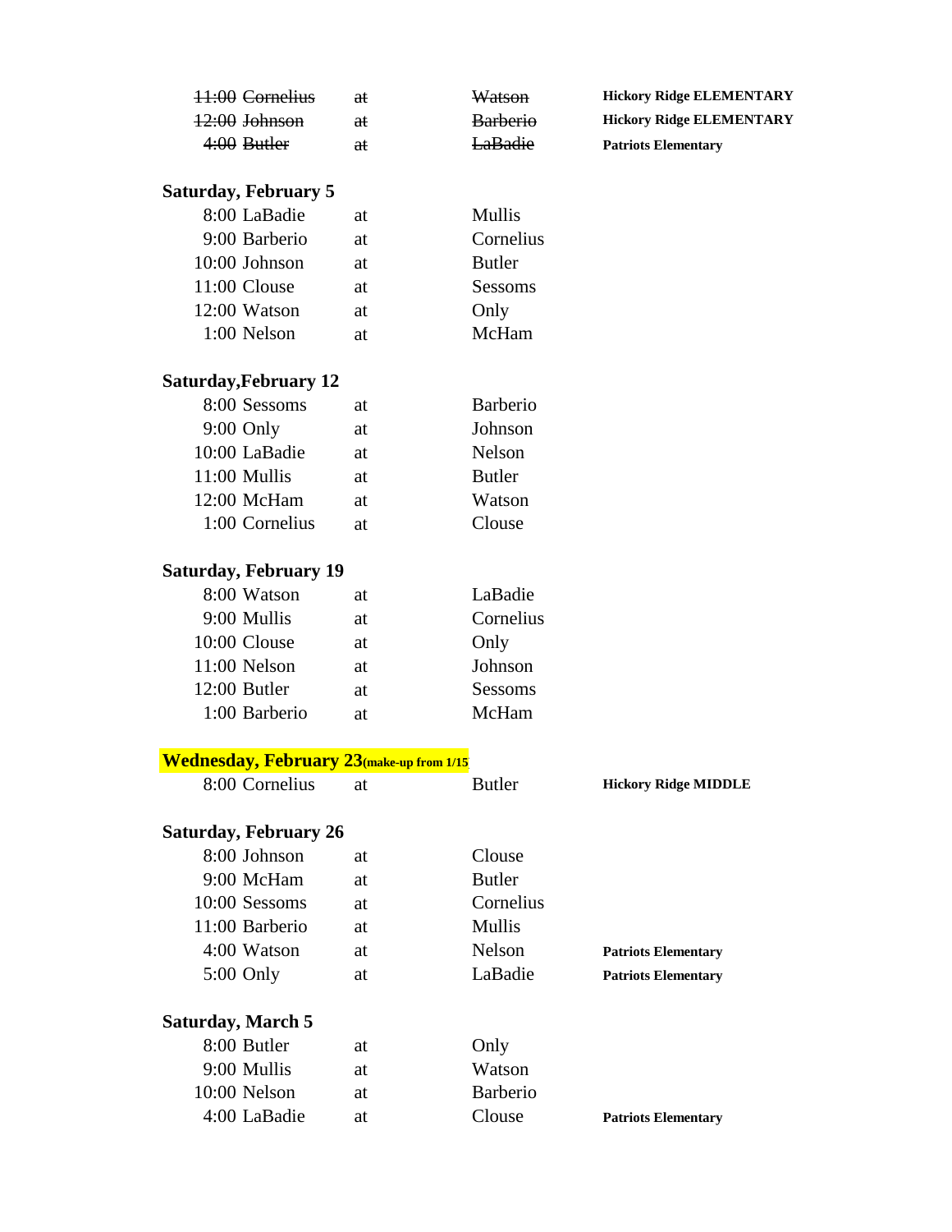| | | | | |
|---|---|---|---|---|
| ~~11:00~~ | ~~Cornelius~~ | ~~at~~ | ~~Watson~~ | **Hickory Ridge ELEMENTARY** |
| ~~12:00~~ | ~~Johnson~~ | ~~at~~ | ~~Barberio~~ | **Hickory Ridge ELEMENTARY** |
| ~~4:00~~ | ~~Butler~~ | ~~at~~ | ~~LaBadie~~ | **Patriots Elementary** |

**Saturday, February 5**

| | | | | |
|---|---|---|---|---|
| 8:00 | LaBadie | at | Mullis | |
| 9:00 | Barberio | at | Cornelius | |
| 10:00 | Johnson | at | Butler | |
| 11:00 | Clouse | at | Sessoms | |
| 12:00 | Watson | at | Only | |
| 1:00 | Nelson | at | McHam | |

**Saturday,February 12**

| | | | | |
|---|---|---|---|---|
| 8:00 | Sessoms | at | Barberio | |
| 9:00 | Only | at | Johnson | |
| 10:00 | LaBadie | at | Nelson | |
| 11:00 | Mullis | at | Butler | |
| 12:00 | McHam | at | Watson | |
| 1:00 | Cornelius | at | Clouse | |

**Saturday, February 19**

| | | | | |
|---|---|---|---|---|
| 8:00 | Watson | at | LaBadie | |
| 9:00 | Mullis | at | Cornelius | |
| 10:00 | Clouse | at | Only | |
| 11:00 | Nelson | at | Johnson | |
| 12:00 | Butler | at | Sessoms | |
| 1:00 | Barberio | at | McHam | |

**Wednesday, February 23(make-up from 1/15**

| | | | | |
|---|---|---|---|---|
| 8:00 | Cornelius | at | Butler | **Hickory Ridge MIDDLE** |

**Saturday, February 26**

| | | | | |
|---|---|---|---|---|
| 8:00 | Johnson | at | Clouse | |
| 9:00 | McHam | at | Butler | |
| 10:00 | Sessoms | at | Cornelius | |
| 11:00 | Barberio | at | Mullis | |
| 4:00 | Watson | at | Nelson | **Patriots Elementary** |
| 5:00 | Only | at | LaBadie | **Patriots Elementary** |

**Saturday, March 5**

| | | | | |
|---|---|---|---|---|
| 8:00 | Butler | at | Only | |
| 9:00 | Mullis | at | Watson | |
| 10:00 | Nelson | at | Barberio | |
| 4:00 | LaBadie | at | Clouse | **Patriots Elementary** |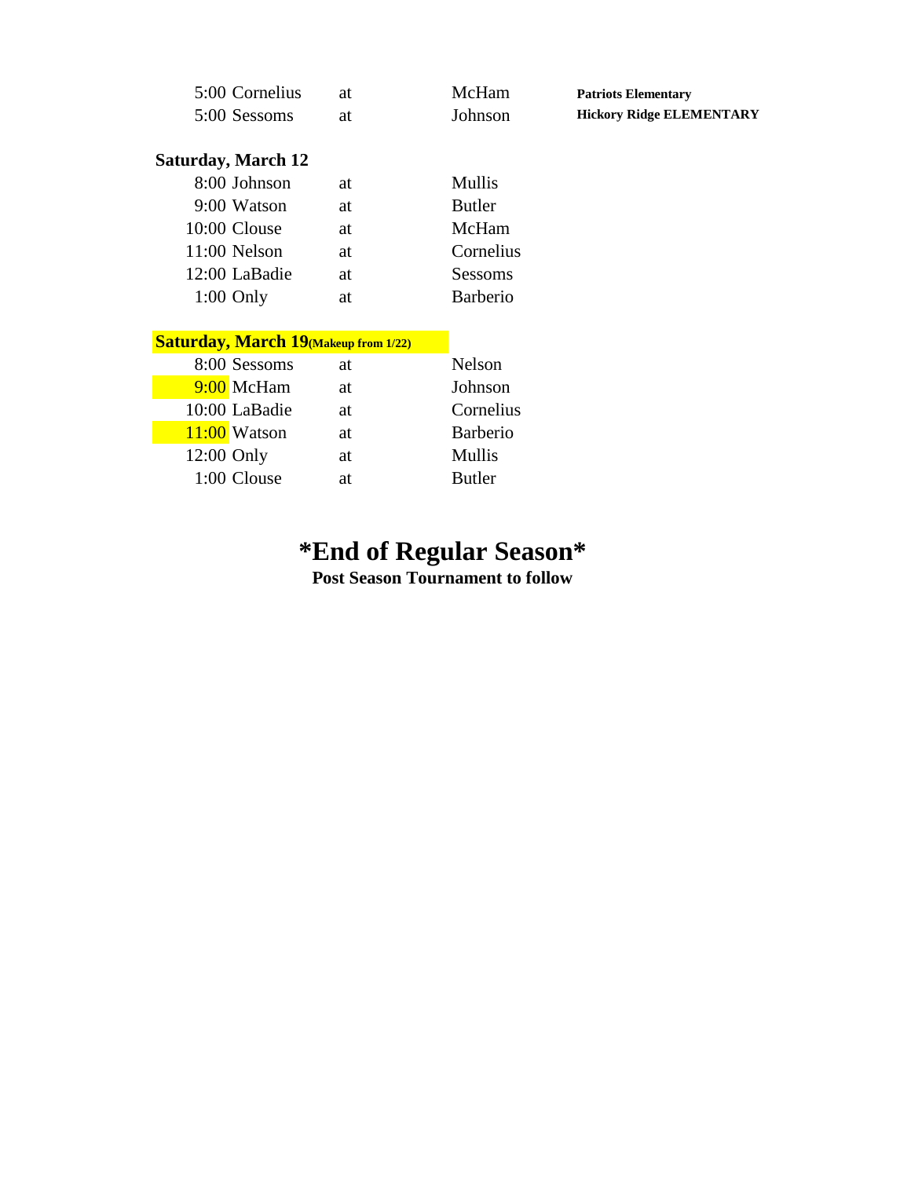| | | | | |
|---|---|---|---|---|
| 5:00 | Cornelius | at | McHam | **Patriots Elementary** |
| 5:00 | Sessoms | at | Johnson | **Hickory Ridge ELEMENTARY** |

**Saturday, March 12**

| | | | |
|---|---|---|---|
| 8:00 | Johnson | at | Mullis |
| 9:00 | Watson | at | Butler |
| 10:00 | Clouse | at | McHam |
| 11:00 | Nelson | at | Cornelius |
| 12:00 | LaBadie | at | Sessoms |
| 1:00 | Only | at | Barberio |

**Saturday, March 19(Makeup from 1/22)**

| | | | |
|---|---|---|---|
| 8:00 | Sessoms | at | Nelson |
| 9:00 | McHam | at | Johnson |
| 10:00 | LaBadie | at | Cornelius |
| 11:00 | Watson | at | Barberio |
| 12:00 | Only | at | Mullis |
| 1:00 | Clouse | at | Butler |

# *End of Regular Season*

**Post Season Tournament to follow**